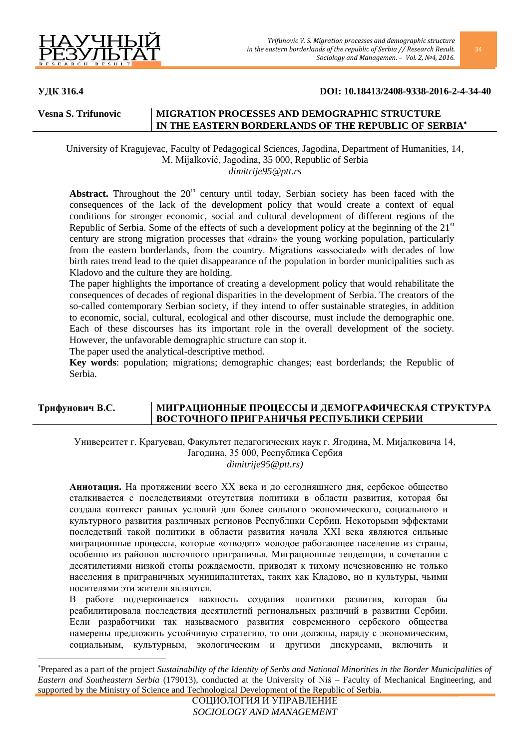**УДК 316.4** **DOI: 10.18413/2408-9338-2016-2-4-34-40**

**Vesna S. Trifunovic**

# MIGRATION PROCESSES AND DEMOGRAPHIC STRUCTURE IN THE EASTERN BORDERLANDS OF THE REPUBLIC OF SERBIA*

University of Kragujevac, Faculty of Pedagogical Sciences, Jagodina, Department of Humanities, 14, M. Mijalković, Jagodina, 35 000, Republic of Serbia
*dimitrije95@ptt.rs*

**Abstract.** Throughout the 20th century until today, Serbian society has been faced with the consequences of the lack of the development policy that would create a context of equal conditions for stronger economic, social and cultural development of different regions of the Republic of Serbia. Some of the effects of such a development policy at the beginning of the 21st century are strong migration processes that «drain» the young working population, particularly from the eastern borderlands, from the country. Migrations «associated» with decades of low birth rates trend lead to the quiet disappearance of the population in border municipalities such as Kladovo and the culture they are holding.

The paper highlights the importance of creating a development policy that would rehabilitate the consequences of decades of regional disparities in the development of Serbia. The creators of the so-called contemporary Serbian society, if they intend to offer sustainable strategies, in addition to economic, social, cultural, ecological and other discourse, must include the demographic one. Each of these discourses has its important role in the overall development of the society. However, the unfavorable demographic structure can stop it.

The paper used the analytical-descriptive method.

**Key words**: population; migrations; demographic changes; east borderlands; the Republic of Serbia.

**Трифунович В.С.**

# МИГРАЦИОННЫЕ ПРОЦЕССЫ И ДЕМОГРАФИЧЕСКАЯ СТРУКТУРА ВОСТОЧНОГО ПРИГРАНИЧЬЯ РЕСПУБЛИКИ СЕРБИИ

Университет г. Крагуевац, Факультет педагогических наук г. Ягодина, М. Мијалковича 14, Јагодина, 35 000, Республика Сербия
*dimitrije95@ptt.rs)*

**Аннотация.** На протяжении всего XX века и до сегодняшнего дня, сербское общество сталкивается с последствиями отсутствия политики в области развития, которая бы создала контекст равных условий для более сильного экономического, социального и культурного развития различных регионов Республики Сербии. Некоторыми эффектами последствий такой политики в области развития начала XXI века являются сильные миграционные процессы, которые «отводят» молодое работающее население из страны, особенно из районов восточного приграничья. Миграционные тенденции, в сочетании с десятилетиями низкой стопы рождаемости, приводят к тихому исчезновению не только населения в приграничных муниципалитетах, таких как Кладово, но и культуры, чьими носителями эти жители являются.

В работе подчеркивается важность создания политики развития, которая бы реабилитировала последствия десятилетий региональных различий в развитии Сербии. Если разработчики так называемого развития современного сербского общества намерены предложить устойчивую стратегию, то они должны, наряду с экономическим, социальным, культурным, экологическим и другими дискурсами, включить и

---

*Prepared as a part of the project *Sustainability of the Identity of Serbs and National Minorities in the Border Municipalities of Eastern and Southeastern Serbia* (179013), conducted at the University of Niš – Faculty of Mechanical Engineering, and supported by the Ministry of Science and Technological Development of the Republic of Serbia.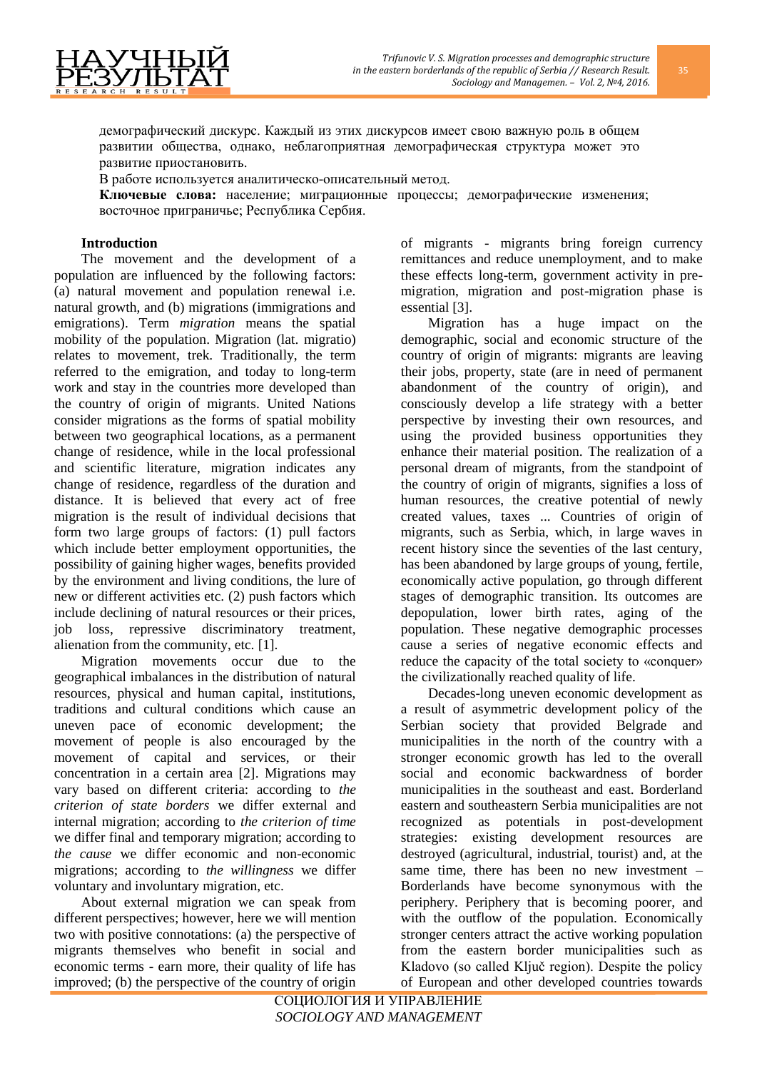демографический дискурс. Каждый из этих дискурсов имеет свою важную роль в общем развитии общества, однако, неблагоприятная демографическая структура может это развитие приостановить.

В работе используется аналитическо-описательный метод.

**Ключевые слова:** население; миграционные процессы; демографические изменения; восточное приграничье; Республика Сербия.

**Introduction**

The movement and the development of a population are influenced by the following factors: (a) natural movement and population renewal i.e. natural growth, and (b) migrations (immigrations and emigrations). Term *migration* means the spatial mobility of the population. Migration (lat. migratio) relates to movement, trek. Traditionally, the term referred to the emigration, and today to long-term work and stay in the countries more developed than the country of origin of migrants. United Nations consider migrations as the forms of spatial mobility between two geographical locations, as a permanent change of residence, while in the local professional and scientific literature, migration indicates any change of residence, regardless of the duration and distance. It is believed that every act of free migration is the result of individual decisions that form two large groups of factors: (1) pull factors which include better employment opportunities, the possibility of gaining higher wages, benefits provided by the environment and living conditions, the lure of new or different activities etc. (2) push factors which include declining of natural resources or their prices, job loss, repressive discriminatory treatment, alienation from the community, etc. [1].

Migration movements occur due to the geographical imbalances in the distribution of natural resources, physical and human capital, institutions, traditions and cultural conditions which cause an uneven pace of economic development; the movement of people is also encouraged by the movement of capital and services, or their concentration in a certain area [2]. Migrations may vary based on different criteria: according to *the criterion of state borders* we differ external and internal migration; according to *the criterion of time* we differ final and temporary migration; according to *the cause* we differ economic and non-economic migrations; according to *the willingness* we differ voluntary and involuntary migration, etc.

About external migration we can speak from different perspectives; however, here we will mention two with positive connotations: (a) the perspective of migrants themselves who benefit in social and economic terms - earn more, their quality of life has improved; (b) the perspective of the country of origin of migrants - migrants bring foreign currency remittances and reduce unemployment, and to make these effects long-term, government activity in pre-migration, migration and post-migration phase is essential [3].

Migration has a huge impact on the demographic, social and economic structure of the country of origin of migrants: migrants are leaving their jobs, property, state (are in need of permanent abandonment of the country of origin), and consciously develop a life strategy with a better perspective by investing their own resources, and using the provided business opportunities they enhance their material position. The realization of a personal dream of migrants, from the standpoint of the country of origin of migrants, signifies a loss of human resources, the creative potential of newly created values, taxes ... Countries of origin of migrants, such as Serbia, which, in large waves in recent history since the seventies of the last century, has been abandoned by large groups of young, fertile, economically active population, go through different stages of demographic transition. Its outcomes are depopulation, lower birth rates, aging of the population. These negative demographic processes cause a series of negative economic effects and reduce the capacity of the total society to «conquer» the civilizationally reached quality of life.

Decades-long uneven economic development as a result of asymmetric development policy of the Serbian society that provided Belgrade and municipalities in the north of the country with a stronger economic growth has led to the overall social and economic backwardness of border municipalities in the southeast and east. Borderland eastern and southeastern Serbia municipalities are not recognized as potentials in post-development strategies: existing development resources are destroyed (agricultural, industrial, tourist) and, at the same time, there has been no new investment – Borderlands have become synonymous with the periphery. Periphery that is becoming poorer, and with the outflow of the population. Economically stronger centers attract the active working population from the eastern border municipalities such as Kladovo (so called Ključ region). Despite the policy of European and other developed countries towards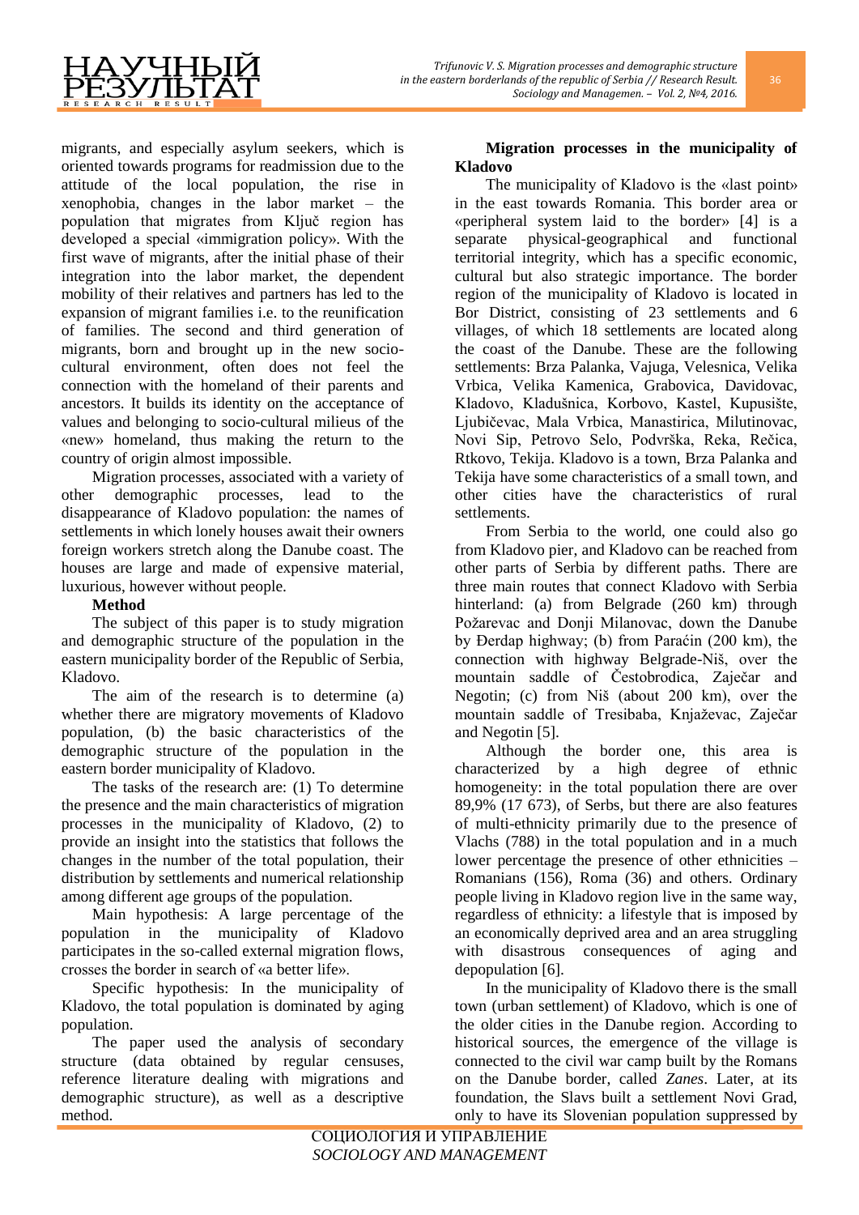migrants, and especially asylum seekers, which is oriented towards programs for readmission due to the attitude of the local population, the rise in xenophobia, changes in the labor market – the population that migrates from Ključ region has developed a special «immigration policy». With the first wave of migrants, after the initial phase of their integration into the labor market, the dependent mobility of their relatives and partners has led to the expansion of migrant families i.e. to the reunification of families. The second and third generation of migrants, born and brought up in the new socio-cultural environment, often does not feel the connection with the homeland of their parents and ancestors. It builds its identity on the acceptance of values and belonging to socio-cultural milieus of the «new» homeland, thus making the return to the country of origin almost impossible.

Migration processes, associated with a variety of other demographic processes, lead to the disappearance of Kladovo population: the names of settlements in which lonely houses await their owners foreign workers stretch along the Danube coast. The houses are large and made of expensive material, luxurious, however without people.

**Method**

The subject of this paper is to study migration and demographic structure of the population in the eastern municipality border of the Republic of Serbia, Kladovo.

The aim of the research is to determine (a) whether there are migratory movements of Kladovo population, (b) the basic characteristics of the demographic structure of the population in the eastern border municipality of Kladovo.

The tasks of the research are: (1) To determine the presence and the main characteristics of migration processes in the municipality of Kladovo, (2) to provide an insight into the statistics that follows the changes in the number of the total population, their distribution by settlements and numerical relationship among different age groups of the population.

Main hypothesis: A large percentage of the population in the municipality of Kladovo participates in the so-called external migration flows, crosses the border in search of «a better life».

Specific hypothesis: In the municipality of Kladovo, the total population is dominated by aging population.

The paper used the analysis of secondary structure (data obtained by regular censuses, reference literature dealing with migrations and demographic structure), as well as a descriptive method.

**Migration processes in the municipality of Kladovo**

The municipality of Kladovo is the «last point» in the east towards Romania. This border area or «peripheral system laid to the border» [4] is a separate physical-geographical and functional territorial integrity, which has a specific economic, cultural but also strategic importance. The border region of the municipality of Kladovo is located in Bor District, consisting of 23 settlements and 6 villages, of which 18 settlements are located along the coast of the Danube. These are the following settlements: Brza Palanka, Vajuga, Velesnica, Velika Vrbica, Velika Kamenica, Grabovica, Davidovac, Kladovo, Kladušnica, Korbovo, Kastel, Kupusište, Ljubičevac, Mala Vrbica, Manastirica, Milutinovac, Novi Sip, Petrovo Selo, Podvrška, Reka, Rečica, Rtkovo, Tekija. Kladovo is a town, Brza Palanka and Tekija have some characteristics of a small town, and other cities have the characteristics of rural settlements.

From Serbia to the world, one could also go from Kladovo pier, and Kladovo can be reached from other parts of Serbia by different paths. There are three main routes that connect Kladovo with Serbia hinterland: (a) from Belgrade (260 km) through Požarevac and Donji Milanovac, down the Danube by Đerdap highway; (b) from Paraćin (200 km), the connection with highway Belgrade-Niš, over the mountain saddle of Čestobrodica, Zaječar and Negotin; (c) from Niš (about 200 km), over the mountain saddle of Tresibaba, Knjaževac, Zaječar and Negotin [5].

Although the border one, this area is characterized by a high degree of ethnic homogeneity: in the total population there are over 89,9% (17 673), of Serbs, but there are also features of multi-ethnicity primarily due to the presence of Vlachs (788) in the total population and in a much lower percentage the presence of other ethnicities – Romanians (156), Roma (36) and others. Ordinary people living in Kladovo region live in the same way, regardless of ethnicity: a lifestyle that is imposed by an economically deprived area and an area struggling with disastrous consequences of aging and depopulation [6].

In the municipality of Kladovo there is the small town (urban settlement) of Kladovo, which is one of the older cities in the Danube region. According to historical sources, the emergence of the village is connected to the civil war camp built by the Romans on the Danube border, called *Zanes*. Later, at its foundation, the Slavs built a settlement Novi Grad, only to have its Slovenian population suppressed by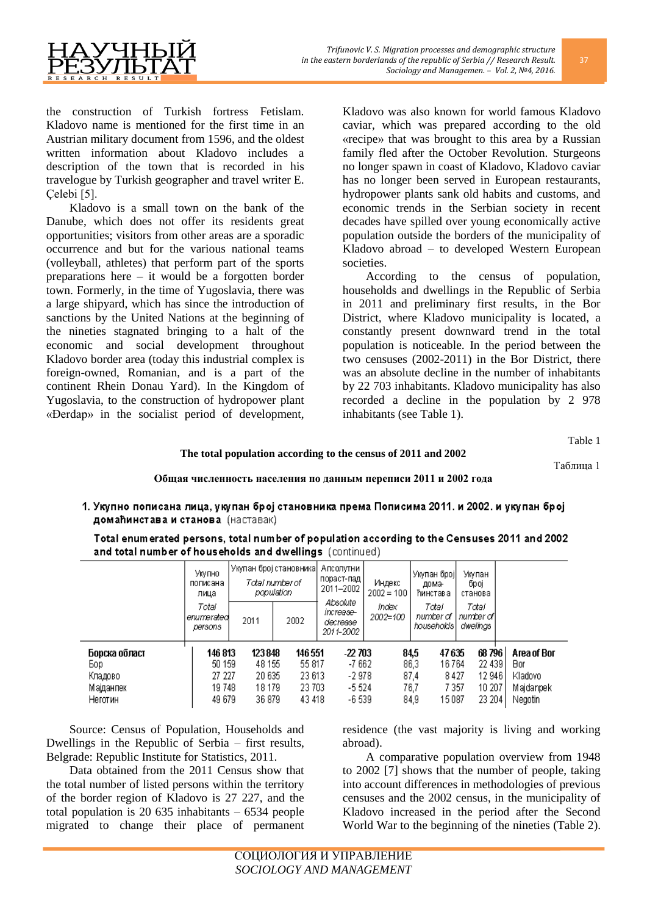the construction of Turkish fortress Fetislam. Kladovo name is mentioned for the first time in an Austrian military document from 1596, and the oldest written information about Kladovo includes a description of the town that is recorded in his travelogue by Turkish geographer and travel writer E. Çelebi [5].

Kladovo is a small town on the bank of the Danube, which does not offer its residents great opportunities; visitors from other areas are a sporadic occurrence and but for the various national teams (volleyball, athletes) that perform part of the sports preparations here – it would be a forgotten border town. Formerly, in the time of Yugoslavia, there was a large shipyard, which has since the introduction of sanctions by the United Nations at the beginning of the nineties stagnated bringing to a halt of the economic and social development throughout Kladovo border area (today this industrial complex is foreign-owned, Romanian, and is a part of the continent Rhein Donau Yard). In the Kingdom of Yugoslavia, to the construction of hydropower plant «Đerdap» in the socialist period of development, Kladovo was also known for world famous Kladovo caviar, which was prepared according to the old «recipe» that was brought to this area by a Russian family fled after the October Revolution. Sturgeons no longer spawn in coast of Kladovo, Kladovo caviar has no longer been served in European restaurants, hydropower plants sank old habits and customs, and economic trends in the Serbian society in recent decades have spilled over young economically active population outside the borders of the municipality of Kladovo abroad – to developed Western European societies.

According to the census of population, households and dwellings in the Republic of Serbia in 2011 and preliminary first results, in the Bor District, where Kladovo municipality is located, a constantly present downward trend in the total population is noticeable. In the period between the two censuses (2002-2011) in the Bor District, there was an absolute decline in the number of inhabitants by 22 703 inhabitants. Kladovo municipality has also recorded a decline in the population by 2 978 inhabitants (see Table 1).

Table 1

**The total population according to the census of 2011 and 2002**

Таблица 1

**Общая численность населения по данным переписи 2011 и 2002 года**

**1. Укупно пописана лица, укупан број становника према Пописима 2011. и 2002. и укупан број домаћинстава и станова** (наставак)

**Total enumerated persons, total number of population according to the Censuses 2011 and 2002 and total number of households and dwellings** (continued)

| | Укупно пописана лица / *Total enumerated persons* | Укупан број становника / *Total number of population* | | Апсолутни пораст-пад 2011–2002 / *Absolute increase-decrease 2011-2002* | Индекс 2002 = 100 / *Index 2002=100* | Укупан број домаћинстава / *Total number of households* | Укупан број станова / *Total number of dwellings* | |
|---|---|---|---|---|---|---|---|---|
| | | 2011 | 2002 | | | | | |
| **Борска област** | **146 813** | **123 848** | **146 551** | **-22 703** | **84,5** | **47 635** | **68 796** | **Area of Bor** |
| Бор | 50 159 | 48 155 | 55 817 | -7 662 | 86,3 | 16 764 | 22 439 | Bor |
| Кладово | 27 227 | 20 635 | 23 613 | -2 978 | 87,4 | 8 427 | 12 946 | Kladovo |
| Мајданпек | 19 748 | 18 179 | 23 703 | -5 524 | 76,7 | 7 357 | 10 207 | Majdanpek |
| Неготин | 49 679 | 36 879 | 43 418 | -6 539 | 84,9 | 15 087 | 23 204 | Negotin |

Source: Census of Population, Households and Dwellings in the Republic of Serbia – first results, Belgrade: Republic Institute for Statistics, 2011.

Data obtained from the 2011 Census show that the total number of listed persons within the territory of the border region of Kladovo is 27 227, and the total population is 20 635 inhabitants – 6534 people migrated to change their place of permanent residence (the vast majority is living and working abroad).

A comparative population overview from 1948 to 2002 [7] shows that the number of people, taking into account differences in methodologies of previous censuses and the 2002 census, in the municipality of Kladovo increased in the period after the Second World War to the beginning of the nineties (Table 2).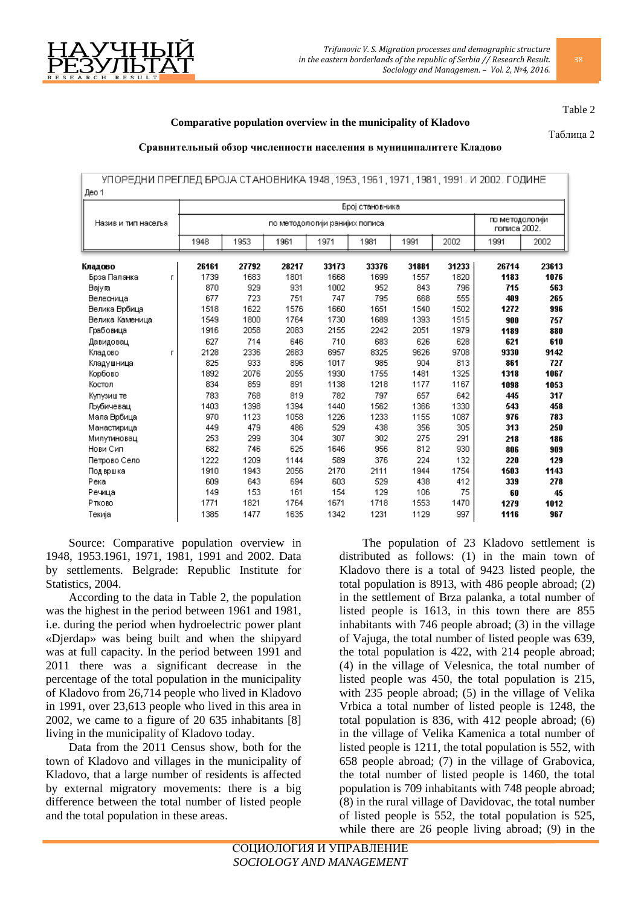Table 2

**Comparative population overview in the municipality of Kladovo**

Таблица 2

**Сравнительный обзор численности населения в муниципалитете Кладово**

УПОРЕДНИ ПРЕГЛЕД БРОЈА СТАНОВНИКА 1948, 1953, 1961, 1971, 1981, 1991. И 2002. ГОДИНЕ

Део 1

| Назив и тип насеља | | Број становника | | | | | | | | |
|---|---|---|---|---|---|---|---|---|---|---|
| | | по методологији ранијих пописа | | | | | | | по методологији пописа 2002. | |
| | | 1948 | 1953 | 1961 | 1971 | 1981 | 1991 | 2002 | 1991 | 2002 |
| **Кладово** | | **26161** | **27792** | **28217** | **33173** | **33376** | **31881** | **31233** | **26714** | **23613** |
| Брза Паланка | г | 1739 | 1683 | 1801 | 1668 | 1699 | 1557 | 1820 | **1183** | **1076** |
| Вајуга | | 870 | 929 | 931 | 1002 | 952 | 843 | 796 | **715** | **563** |
| Велесница | | 677 | 723 | 751 | 747 | 795 | 668 | 555 | **409** | **265** |
| Велика Врбица | | 1518 | 1622 | 1576 | 1660 | 1651 | 1540 | 1502 | **1272** | **996** |
| Велика Каменица | | 1549 | 1800 | 1764 | 1730 | 1689 | 1393 | 1515 | **900** | **757** |
| Грабовица | | 1916 | 2058 | 2083 | 2155 | 2242 | 2051 | 1979 | **1189** | **880** |
| Давидовац | | 627 | 714 | 646 | 710 | 683 | 626 | 628 | **621** | **610** |
| Кладово | г | 2128 | 2336 | 2683 | 6957 | 8325 | 9626 | 9708 | **9330** | **9142** |
| Кладушница | | 825 | 933 | 896 | 1017 | 985 | 904 | 813 | **861** | **727** |
| Корбово | | 1892 | 2076 | 2055 | 1930 | 1755 | 1481 | 1325 | **1318** | **1067** |
| Костол | | 834 | 859 | 891 | 1138 | 1218 | 1177 | 1167 | **1098** | **1053** |
| Купузиште | | 783 | 768 | 819 | 782 | 797 | 657 | 642 | **445** | **317** |
| Љубичевац | | 1403 | 1398 | 1394 | 1440 | 1562 | 1366 | 1330 | **543** | **458** |
| Мала Врбица | | 970 | 1123 | 1058 | 1226 | 1233 | 1155 | 1087 | **976** | **783** |
| Манастирица | | 449 | 479 | 486 | 529 | 438 | 356 | 305 | **313** | **250** |
| Милутиновац | | 253 | 299 | 304 | 307 | 302 | 275 | 291 | **218** | **186** |
| Нови Сип | | 682 | 746 | 625 | 1646 | 956 | 812 | 930 | **806** | **909** |
| Петрово Село | | 1222 | 1209 | 1144 | 589 | 376 | 224 | 132 | **220** | **129** |
| Подвршка | | 1910 | 1943 | 2056 | 2170 | 2111 | 1944 | 1754 | **1503** | **1143** |
| Река | | 609 | 643 | 694 | 603 | 529 | 438 | 412 | **339** | **278** |
| Речица | | 149 | 153 | 161 | 154 | 129 | 106 | 75 | **60** | **45** |
| Рткoвo | | 1771 | 1821 | 1764 | 1671 | 1718 | 1553 | 1470 | **1279** | **1012** |
| Текија | | 1385 | 1477 | 1635 | 1342 | 1231 | 1129 | 997 | **1116** | **967** |

Source: Comparative population overview in 1948, 1953.1961, 1971, 1981, 1991 and 2002. Data by settlements. Belgrade: Republic Institute for Statistics, 2004.

According to the data in Table 2, the population was the highest in the period between 1961 and 1981, i.e. during the period when hydroelectric power plant «Djerdap» was being built and when the shipyard was at full capacity. In the period between 1991 and 2011 there was a significant decrease in the percentage of the total population in the municipality of Kladovo from 26,714 people who lived in Kladovo in 1991, over 23,613 people who lived in this area in 2002, we came to a figure of 20 635 inhabitants [8] living in the municipality of Kladovo today.

Data from the 2011 Census show, both for the town of Kladovo and villages in the municipality of Kladovo, that a large number of residents is affected by external migratory movements: there is a big difference between the total number of listed people and the total population in these areas.

The population of 23 Kladovo settlement is distributed as follows: (1) in the main town of Kladovo there is a total of 9423 listed people, the total population is 8913, with 486 people abroad; (2) in the settlement of Brza palanka, a total number of listed people is 1613, in this town there are 855 inhabitants with 746 people abroad; (3) in the village of Vajuga, the total number of listed people was 639, the total population is 422, with 214 people abroad; (4) in the village of Velesnica, the total number of listed people was 450, the total population is 215, with 235 people abroad; (5) in the village of Velika Vrbica a total number of listed people is 1248, the total population is 836, with 412 people abroad; (6) in the village of Velika Kamenica a total number of listed people is 1211, the total population is 552, with 658 people abroad; (7) in the village of Grabovica, the total number of listed people is 1460, the total population is 709 inhabitants with 748 people abroad; (8) in the rural village of Davidovac, the total number of listed people is 552, the total population is 525, while there are 26 people living abroad; (9) in the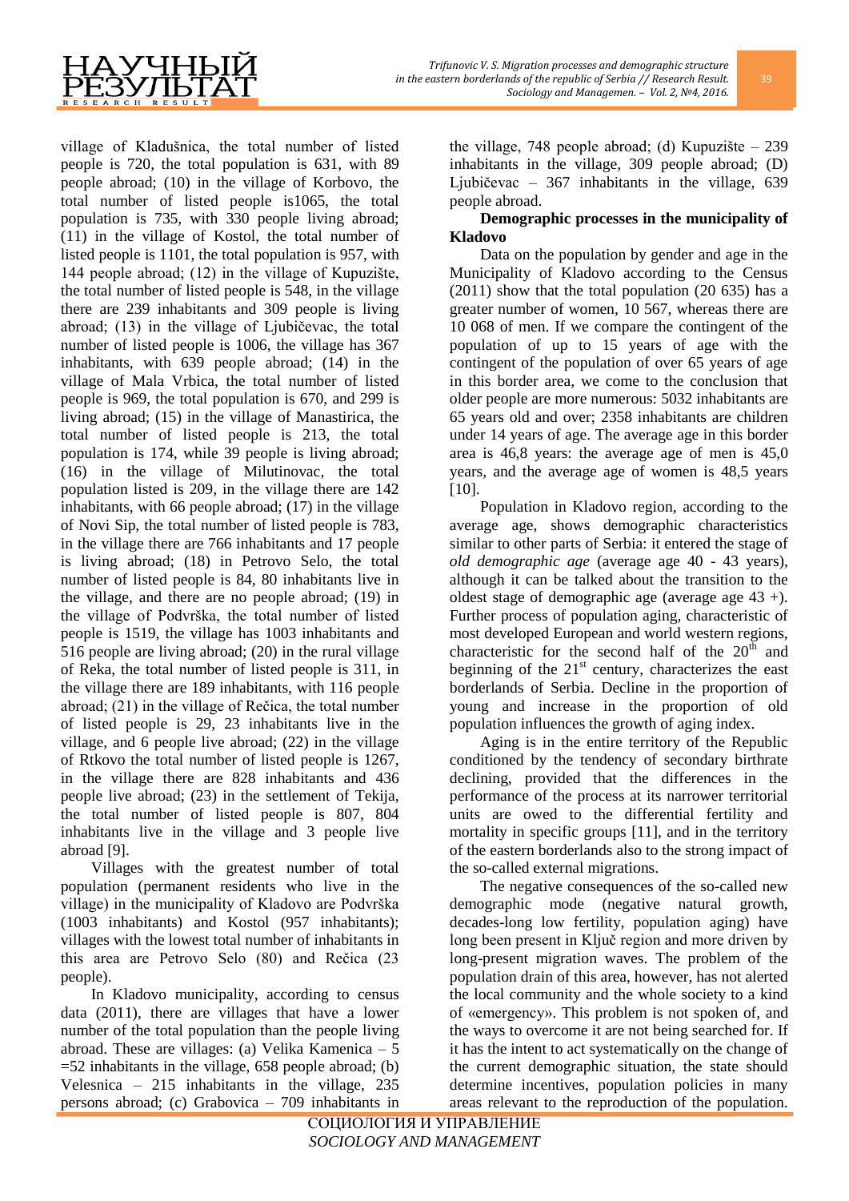village of Kladušnica, the total number of listed people is 720, the total population is 631, with 89 people abroad; (10) in the village of Korbovo, the total number of listed people is1065, the total population is 735, with 330 people living abroad; (11) in the village of Kostol, the total number of listed people is 1101, the total population is 957, with 144 people abroad; (12) in the village of Kupuzište, the total number of listed people is 548, in the village there are 239 inhabitants and 309 people is living abroad; (13) in the village of Ljubičevac, the total number of listed people is 1006, the village has 367 inhabitants, with 639 people abroad; (14) in the village of Mala Vrbica, the total number of listed people is 969, the total population is 670, and 299 is living abroad; (15) in the village of Manastirica, the total number of listed people is 213, the total population is 174, while 39 people is living abroad; (16) in the village of Milutinovac, the total population listed is 209, in the village there are 142 inhabitants, with 66 people abroad; (17) in the village of Novi Sip, the total number of listed people is 783, in the village there are 766 inhabitants and 17 people is living abroad; (18) in Petrovo Selo, the total number of listed people is 84, 80 inhabitants live in the village, and there are no people abroad; (19) in the village of Podvrška, the total number of listed people is 1519, the village has 1003 inhabitants and 516 people are living abroad; (20) in the rural village of Reka, the total number of listed people is 311, in the village there are 189 inhabitants, with 116 people abroad; (21) in the village of Rečica, the total number of listed people is 29, 23 inhabitants live in the village, and 6 people live abroad; (22) in the village of Rtkovo the total number of listed people is 1267, in the village there are 828 inhabitants and 436 people live abroad; (23) in the settlement of Tekija, the total number of listed people is 807, 804 inhabitants live in the village and 3 people live abroad [9].

Villages with the greatest number of total population (permanent residents who live in the village) in the municipality of Kladovo are Podvrška (1003 inhabitants) and Kostol (957 inhabitants); villages with the lowest total number of inhabitants in this area are Petrovo Selo (80) and Rečica (23 people).

In Kladovo municipality, according to census data (2011), there are villages that have a lower number of the total population than the people living abroad. These are villages: (a) Velika Kamenica – 5 =52 inhabitants in the village, 658 people abroad; (b) Velesnica – 215 inhabitants in the village, 235 persons abroad; (c) Grabovica – 709 inhabitants in the village, 748 people abroad; (d) Kupuzište – 239 inhabitants in the village, 309 people abroad; (D) Ljubičevac – 367 inhabitants in the village, 639 people abroad.

**Demographic processes in the municipality of Kladovo**

Data on the population by gender and age in the Municipality of Kladovo according to the Census (2011) show that the total population (20 635) has a greater number of women, 10 567, whereas there are 10 068 of men. If we compare the contingent of the population of up to 15 years of age with the contingent of the population of over 65 years of age in this border area, we come to the conclusion that older people are more numerous: 5032 inhabitants are 65 years old and over; 2358 inhabitants are children under 14 years of age. The average age in this border area is 46,8 years: the average age of men is 45,0 years, and the average age of women is 48,5 years [10].

Population in Kladovo region, according to the average age, shows demographic characteristics similar to other parts of Serbia: it entered the stage of *old demographic age* (average age 40 - 43 years), although it can be talked about the transition to the oldest stage of demographic age (average age 43 +). Further process of population aging, characteristic of most developed European and world western regions, characteristic for the second half of the 20[th] and beginning of the 21[st] century, characterizes the east borderlands of Serbia. Decline in the proportion of young and increase in the proportion of old population influences the growth of aging index.

Aging is in the entire territory of the Republic conditioned by the tendency of secondary birthrate declining, provided that the differences in the performance of the process at its narrower territorial units are owed to the differential fertility and mortality in specific groups [11], and in the territory of the eastern borderlands also to the strong impact of the so-called external migrations.

The negative consequences of the so-called new demographic mode (negative natural growth, decades-long low fertility, population aging) have long been present in Ključ region and more driven by long-present migration waves. The problem of the population drain of this area, however, has not alerted the local community and the whole society to a kind of «emergency». This problem is not spoken of, and the ways to overcome it are not being searched for. If it has the intent to act systematically on the change of the current demographic situation, the state should determine incentives, population policies in many areas relevant to the reproduction of the population.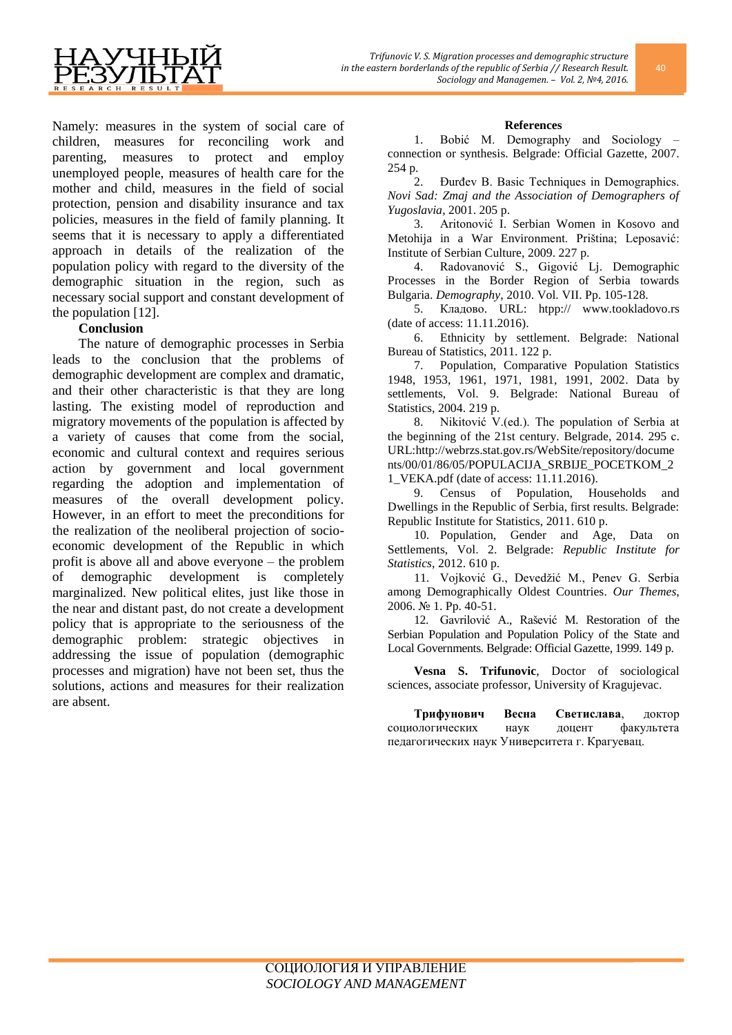Namely: measures in the system of social care of children, measures for reconciling work and parenting, measures to protect and employ unemployed people, measures of health care for the mother and child, measures in the field of social protection, pension and disability insurance and tax policies, measures in the field of family planning. It seems that it is necessary to apply a differentiated approach in details of the realization of the population policy with regard to the diversity of the demographic situation in the region, such as necessary social support and constant development of the population [12].

**Conclusion**

The nature of demographic processes in Serbia leads to the conclusion that the problems of demographic development are complex and dramatic, and their other characteristic is that they are long lasting. The existing model of reproduction and migratory movements of the population is affected by a variety of causes that come from the social, economic and cultural context and requires serious action by government and local government regarding the adoption and implementation of measures of the overall development policy. However, in an effort to meet the preconditions for the realization of the neoliberal projection of socio-economic development of the Republic in which profit is above all and above everyone – the problem of demographic development is completely marginalized. New political elites, just like those in the near and distant past, do not create a development policy that is appropriate to the seriousness of the demographic problem: strategic objectives in addressing the issue of population (demographic processes and migration) have not been set, thus the solutions, actions and measures for their realization are absent.

**References**

1. Bobić M. Demography and Sociology – connection or synthesis. Belgrade: Official Gazette, 2007. 254 p.
2. Đurđev B. Basic Techniques in Demographics. *Novi Sad: Zmaj and the Association of Demographers of Yugoslavia*, 2001. 205 p.
3. Aritonović I. Serbian Women in Kosovo and Metohija in a War Environment. Priština; Leposavić: Institute of Serbian Culture, 2009. 227 p.
4. Radovanović S., Gigović Lj. Demographic Processes in the Border Region of Serbia towards Bulgaria. *Demography*, 2010. Vol. VII. Pp. 105-128.
5. Кладово. URL: htpp:// www.tookladovo.rs (date of access: 11.11.2016).
6. Ethnicity by settlement. Belgrade: National Bureau of Statistics, 2011. 122 p.
7. Population, Comparative Population Statistics 1948, 1953, 1961, 1971, 1981, 1991, 2002. Data by settlements, Vol. 9. Belgrade: National Bureau of Statistics, 2004. 219 p.
8. Nikitović V.(ed.). The population of Serbia at the beginning of the 21st century. Belgrade, 2014. 295 с. URL:http://webrzs.stat.gov.rs/WebSite/repository/documents/00/01/86/05/POPULACIJA_SRBIJE_POCETKOM_21_VEKA.pdf (date of access: 11.11.2016).
9. Census of Population, Households and Dwellings in the Republic of Serbia, first results. Belgrade: Republic Institute for Statistics, 2011. 610 p.
10. Population, Gender and Age, Data on Settlements, Vol. 2. Belgrade: *Republic Institute for Statistics*, 2012. 610 p.
11. Vojković G., Devedžić M., Penev G. Serbia among Demographically Oldest Countries. *Our Themes*, 2006. № 1. Pp. 40-51.
12. Gavrilović A., Rašević M. Restoration of the Serbian Population and Population Policy of the State and Local Governments. Belgrade: Official Gazette, 1999. 149 p.

**Vesna S. Trifunovic**, Doctor of sociological sciences, associate professor, University of Kragujevac.

**Трифунович Весна Светислава**, доктор социологических наук доцент факультета педагогических наук Университета г. Крагуевац.